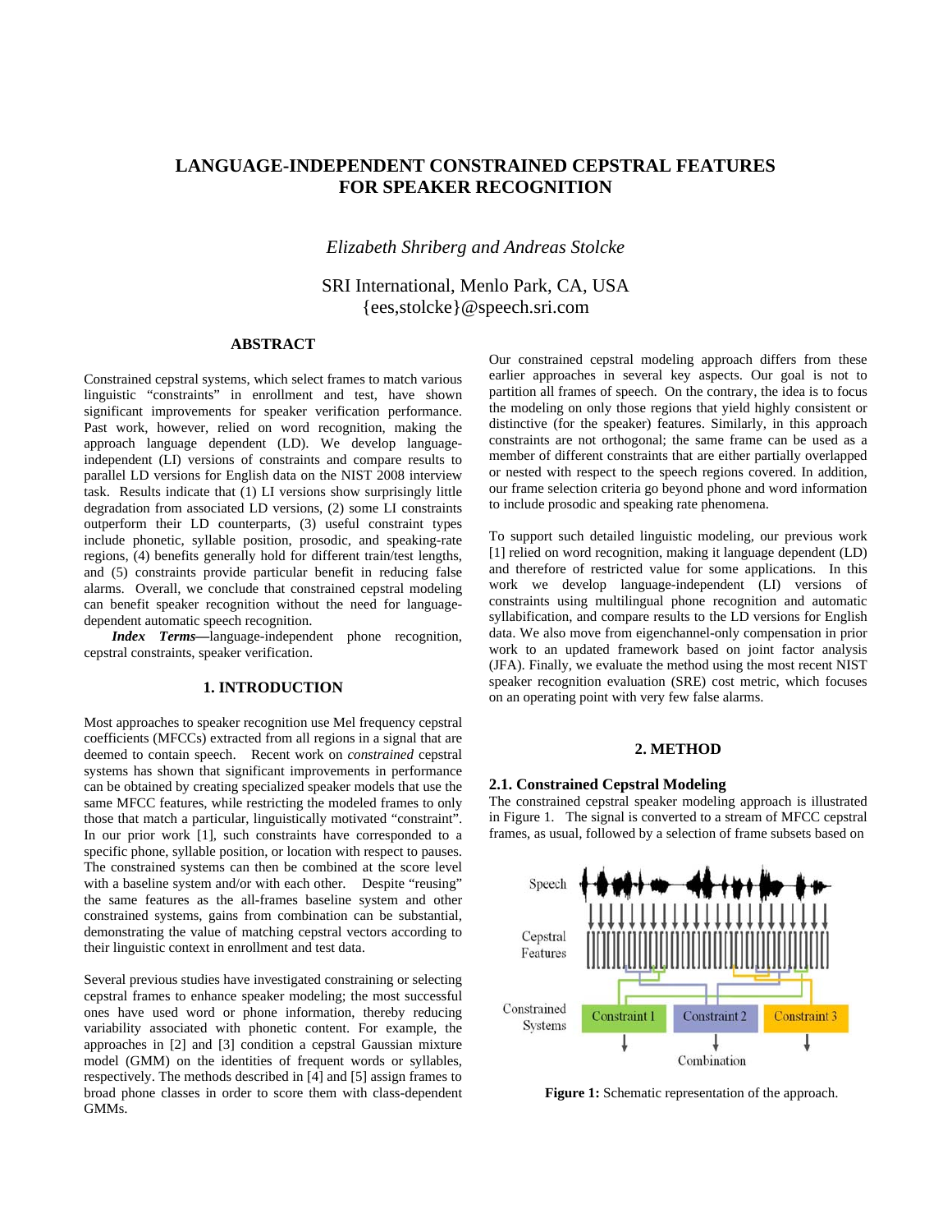# LANGUAGE-INDEPENDENT CONSTRAINED CEPSTRAL FEATURES FOR SPEAKER RECOGNITION

*Elizabeth Shriberg and Andreas Stolcke*

SRI International, Menlo Park, CA, USA
{ees,stolcke}@speech.sri.com

## ABSTRACT

Constrained cepstral systems, which select frames to match various linguistic "constraints" in enrollment and test, have shown significant improvements for speaker verification performance. Past work, however, relied on word recognition, making the approach language dependent (LD). We develop language-independent (LI) versions of constraints and compare results to parallel LD versions for English data on the NIST 2008 interview task. Results indicate that (1) LI versions show surprisingly little degradation from associated LD versions, (2) some LI constraints outperform their LD counterparts, (3) useful constraint types include phonetic, syllable position, prosodic, and speaking-rate regions, (4) benefits generally hold for different train/test lengths, and (5) constraints provide particular benefit in reducing false alarms. Overall, we conclude that constrained cepstral modeling can benefit speaker recognition without the need for language-dependent automatic speech recognition.

***Index Terms*****—**language-independent phone recognition, cepstral constraints, speaker verification.

## 1. INTRODUCTION

Most approaches to speaker recognition use Mel frequency cepstral coefficients (MFCCs) extracted from all regions in a signal that are deemed to contain speech. Recent work on *constrained* cepstral systems has shown that significant improvements in performance can be obtained by creating specialized speaker models that use the same MFCC features, while restricting the modeled frames to only those that match a particular, linguistically motivated "constraint". In our prior work [1], such constraints have corresponded to a specific phone, syllable position, or location with respect to pauses. The constrained systems can then be combined at the score level with a baseline system and/or with each other. Despite "reusing" the same features as the all-frames baseline system and other constrained systems, gains from combination can be substantial, demonstrating the value of matching cepstral vectors according to their linguistic context in enrollment and test data.

Several previous studies have investigated constraining or selecting cepstral frames to enhance speaker modeling; the most successful ones have used word or phone information, thereby reducing variability associated with phonetic content. For example, the approaches in [2] and [3] condition a cepstral Gaussian mixture model (GMM) on the identities of frequent words or syllables, respectively. The methods described in [4] and [5] assign frames to broad phone classes in order to score them with class-dependent GMMs.

Our constrained cepstral modeling approach differs from these earlier approaches in several key aspects. Our goal is not to partition all frames of speech. On the contrary, the idea is to focus the modeling on only those regions that yield highly consistent or distinctive (for the speaker) features. Similarly, in this approach constraints are not orthogonal; the same frame can be used as a member of different constraints that are either partially overlapped or nested with respect to the speech regions covered. In addition, our frame selection criteria go beyond phone and word information to include prosodic and speaking rate phenomena.

To support such detailed linguistic modeling, our previous work [1] relied on word recognition, making it language dependent (LD) and therefore of restricted value for some applications. In this work we develop language-independent (LI) versions of constraints using multilingual phone recognition and automatic syllabification, and compare results to the LD versions for English data. We also move from eigenchannel-only compensation in prior work to an updated framework based on joint factor analysis (JFA). Finally, we evaluate the method using the most recent NIST speaker recognition evaluation (SRE) cost metric, which focuses on an operating point with very few false alarms.

## 2. METHOD

### 2.1. Constrained Cepstral Modeling

The constrained cepstral speaker modeling approach is illustrated in Figure 1. The signal is converted to a stream of MFCC cepstral frames, as usual, followed by a selection of frame subsets based on

Speech
Cepstral Features
Constrained Systems
Constraint 1
Constraint 2
Constraint 3
Combination

**Figure 1:** Schematic representation of the approach.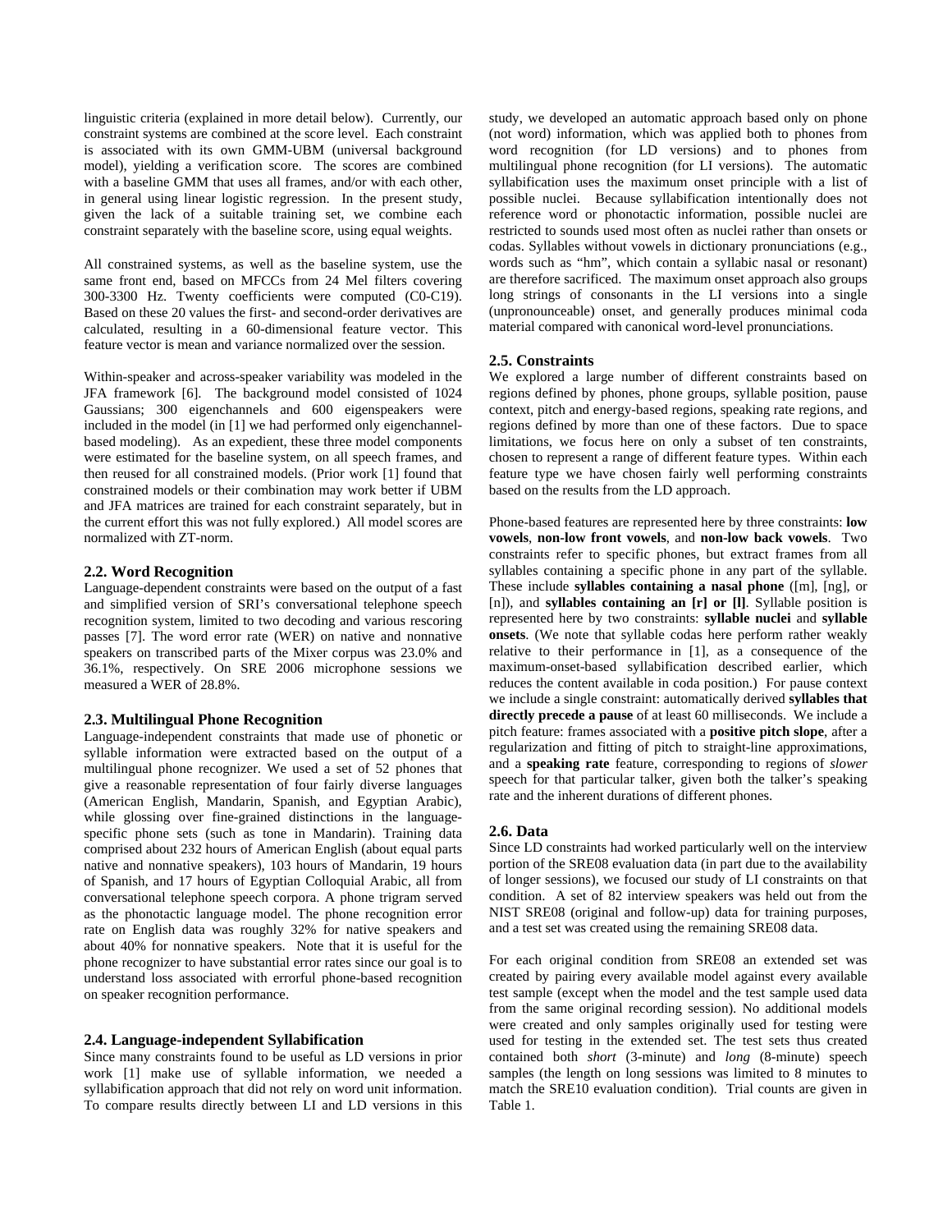linguistic criteria (explained in more detail below). Currently, our constraint systems are combined at the score level. Each constraint is associated with its own GMM-UBM (universal background model), yielding a verification score. The scores are combined with a baseline GMM that uses all frames, and/or with each other, in general using linear logistic regression. In the present study, given the lack of a suitable training set, we combine each constraint separately with the baseline score, using equal weights.

All constrained systems, as well as the baseline system, use the same front end, based on MFCCs from 24 Mel filters covering 300-3300 Hz. Twenty coefficients were computed (C0-C19). Based on these 20 values the first- and second-order derivatives are calculated, resulting in a 60-dimensional feature vector. This feature vector is mean and variance normalized over the session.

Within-speaker and across-speaker variability was modeled in the JFA framework [6]. The background model consisted of 1024 Gaussians; 300 eigenchannels and 600 eigenspeakers were included in the model (in [1] we had performed only eigenchannel-based modeling). As an expedient, these three model components were estimated for the baseline system, on all speech frames, and then reused for all constrained models. (Prior work [1] found that constrained models or their combination may work better if UBM and JFA matrices are trained for each constraint separately, but in the current effort this was not fully explored.) All model scores are normalized with ZT-norm.

### 2.2. Word Recognition

Language-dependent constraints were based on the output of a fast and simplified version of SRI's conversational telephone speech recognition system, limited to two decoding and various rescoring passes [7]. The word error rate (WER) on native and nonnative speakers on transcribed parts of the Mixer corpus was 23.0% and 36.1%, respectively. On SRE 2006 microphone sessions we measured a WER of 28.8%.

### 2.3. Multilingual Phone Recognition

Language-independent constraints that made use of phonetic or syllable information were extracted based on the output of a multilingual phone recognizer. We used a set of 52 phones that give a reasonable representation of four fairly diverse languages (American English, Mandarin, Spanish, and Egyptian Arabic), while glossing over fine-grained distinctions in the language-specific phone sets (such as tone in Mandarin). Training data comprised about 232 hours of American English (about equal parts native and nonnative speakers), 103 hours of Mandarin, 19 hours of Spanish, and 17 hours of Egyptian Colloquial Arabic, all from conversational telephone speech corpora. A phone trigram served as the phonotactic language model. The phone recognition error rate on English data was roughly 32% for native speakers and about 40% for nonnative speakers. Note that it is useful for the phone recognizer to have substantial error rates since our goal is to understand loss associated with errorful phone-based recognition on speaker recognition performance.

### 2.4. Language-independent Syllabification

Since many constraints found to be useful as LD versions in prior work [1] make use of syllable information, we needed a syllabification approach that did not rely on word unit information. To compare results directly between LI and LD versions in this study, we developed an automatic approach based only on phone (not word) information, which was applied both to phones from word recognition (for LD versions) and to phones from multilingual phone recognition (for LI versions). The automatic syllabification uses the maximum onset principle with a list of possible nuclei. Because syllabification intentionally does not reference word or phonotactic information, possible nuclei are restricted to sounds used most often as nuclei rather than onsets or codas. Syllables without vowels in dictionary pronunciations (e.g., words such as "hm", which contain a syllabic nasal or resonant) are therefore sacrificed. The maximum onset approach also groups long strings of consonants in the LI versions into a single (unpronounceable) onset, and generally produces minimal coda material compared with canonical word-level pronunciations.

### 2.5. Constraints

We explored a large number of different constraints based on regions defined by phones, phone groups, syllable position, pause context, pitch and energy-based regions, speaking rate regions, and regions defined by more than one of these factors. Due to space limitations, we focus here on only a subset of ten constraints, chosen to represent a range of different feature types. Within each feature type we have chosen fairly well performing constraints based on the results from the LD approach.

Phone-based features are represented here by three constraints: **low vowels**, **non-low front vowels**, and **non-low back vowels**. Two constraints refer to specific phones, but extract frames from all syllables containing a specific phone in any part of the syllable. These include **syllables containing a nasal phone** ([m], [ng], or [n]), and **syllables containing an [r] or [l]**. Syllable position is represented here by two constraints: **syllable nuclei** and **syllable onsets**. (We note that syllable codas here perform rather weakly relative to their performance in [1], as a consequence of the maximum-onset-based syllabification described earlier, which reduces the content available in coda position.) For pause context we include a single constraint: automatically derived **syllables that directly precede a pause** of at least 60 milliseconds. We include a pitch feature: frames associated with a **positive pitch slope**, after a regularization and fitting of pitch to straight-line approximations, and a **speaking rate** feature, corresponding to regions of *slower* speech for that particular talker, given both the talker's speaking rate and the inherent durations of different phones.

### 2.6. Data

Since LD constraints had worked particularly well on the interview portion of the SRE08 evaluation data (in part due to the availability of longer sessions), we focused our study of LI constraints on that condition. A set of 82 interview speakers was held out from the NIST SRE08 (original and follow-up) data for training purposes, and a test set was created using the remaining SRE08 data.

For each original condition from SRE08 an extended set was created by pairing every available model against every available test sample (except when the model and the test sample used data from the same original recording session). No additional models were created and only samples originally used for testing were used for testing in the extended set. The test sets thus created contained both *short* (3-minute) and *long* (8-minute) speech samples (the length on long sessions was limited to 8 minutes to match the SRE10 evaluation condition). Trial counts are given in Table 1.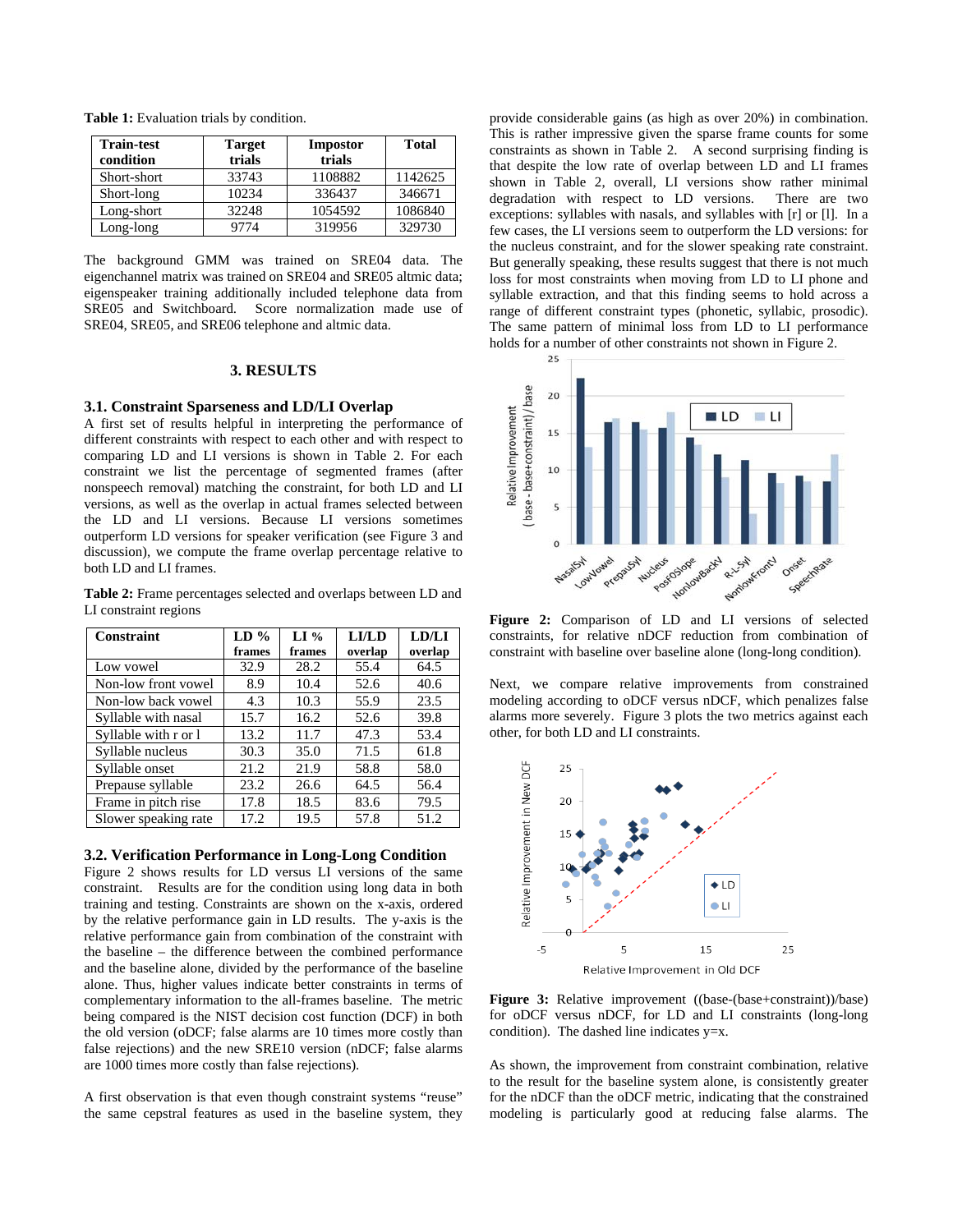**Table 1:** Evaluation trials by condition.

| Train-test condition | Target trials | Impostor trials | Total |
|---|---|---|---|
| Short-short | 33743 | 1108882 | 1142625 |
| Short-long | 10234 | 336437 | 346671 |
| Long-short | 32248 | 1054592 | 1086840 |
| Long-long | 9774 | 319956 | 329730 |

The background GMM was trained on SRE04 data. The eigenchannel matrix was trained on SRE04 and SRE05 altmic data; eigenspeaker training additionally included telephone data from SRE05 and Switchboard. Score normalization made use of SRE04, SRE05, and SRE06 telephone and altmic data.

## 3. RESULTS

### 3.1. Constraint Sparseness and LD/LI Overlap

A first set of results helpful in interpreting the performance of different constraints with respect to each other and with respect to comparing LD and LI versions is shown in Table 2. For each constraint we list the percentage of segmented frames (after nonspeech removal) matching the constraint, for both LD and LI versions, as well as the overlap in actual frames selected between the LD and LI versions. Because LI versions sometimes outperform LD versions for speaker verification (see Figure 3 and discussion), we compute the frame overlap percentage relative to both LD and LI frames.

**Table 2:** Frame percentages selected and overlaps between LD and LI constraint regions

| Constraint | LD % frames | LI % frames | LI/LD overlap | LD/LI overlap |
|---|---|---|---|---|
| Low vowel | 32.9 | 28.2 | 55.4 | 64.5 |
| Non-low front vowel | 8.9 | 10.4 | 52.6 | 40.6 |
| Non-low back vowel | 4.3 | 10.3 | 55.9 | 23.5 |
| Syllable with nasal | 15.7 | 16.2 | 52.6 | 39.8 |
| Syllable with r or l | 13.2 | 11.7 | 47.3 | 53.4 |
| Syllable nucleus | 30.3 | 35.0 | 71.5 | 61.8 |
| Syllable onset | 21.2 | 21.9 | 58.8 | 58.0 |
| Prepause syllable | 23.2 | 26.6 | 64.5 | 56.4 |
| Frame in pitch rise | 17.8 | 18.5 | 83.6 | 79.5 |
| Slower speaking rate | 17.2 | 19.5 | 57.8 | 51.2 |

### 3.2. Verification Performance in Long-Long Condition

Figure 2 shows results for LD versus LI versions of the same constraint. Results are for the condition using long data in both training and testing. Constraints are ordered on the x-axis, ordered by the relative performance gain in LD results. The y-axis is the relative performance gain from combination of the constraint with the baseline – the difference between the combined performance and the baseline alone, divided by the performance of the baseline alone. Thus, higher values indicate better constraints in terms of complementary information to the all-frames baseline. The metric being compared is the NIST decision cost function (DCF) in both the old version (oDCF; false alarms are 10 times more costly than false rejections) and the new SRE10 version (nDCF; false alarms are 1000 times more costly than false rejections).

A first observation is that even though constraint systems "reuse" the same cepstral features as used in the baseline system, they provide considerable gains (as high as over 20%) in combination. This is rather impressive given the sparse frame counts for some constraints as shown in Table 2. A second surprising finding is that despite the low rate of overlap between LD and LI frames shown in Table 2, overall, LI versions show rather minimal degradation with respect to LD versions. There are two exceptions: syllables with nasals, and syllables with [r] or [l]. In a few cases, the LI versions seem to outperform the LD versions: for the nucleus constraint, and for the slower speaking rate constraint. But generally speaking, these results suggest that there is not much loss for most constraints when moving from LD to LI phone and syllable extraction, and that this finding seems to hold across a range of different constraint types (phonetic, syllabic, prosodic). The same pattern of minimal loss from LD to LI performance holds for a number of other constraints not shown in Figure 2.

**Figure 2:** Comparison of LD and LI versions of selected constraints, for relative nDCF reduction from combination of constraint with baseline over baseline alone (long-long condition).

Next, we compare relative improvements from constrained modeling according to oDCF versus nDCF, which penalizes false alarms more severely. Figure 3 plots the two metrics against each other, for both LD and LI constraints.

**Figure 3:** Relative improvement ((base-(base+constraint))/base) for oDCF versus nDCF, for LD and LI constraints (long-long condition). The dashed line indicates y=x.

As shown, the improvement from constraint combination, relative to the result for the baseline system alone, is consistently greater for the nDCF than the oDCF metric, indicating that the constrained modeling is particularly good at reducing false alarms. The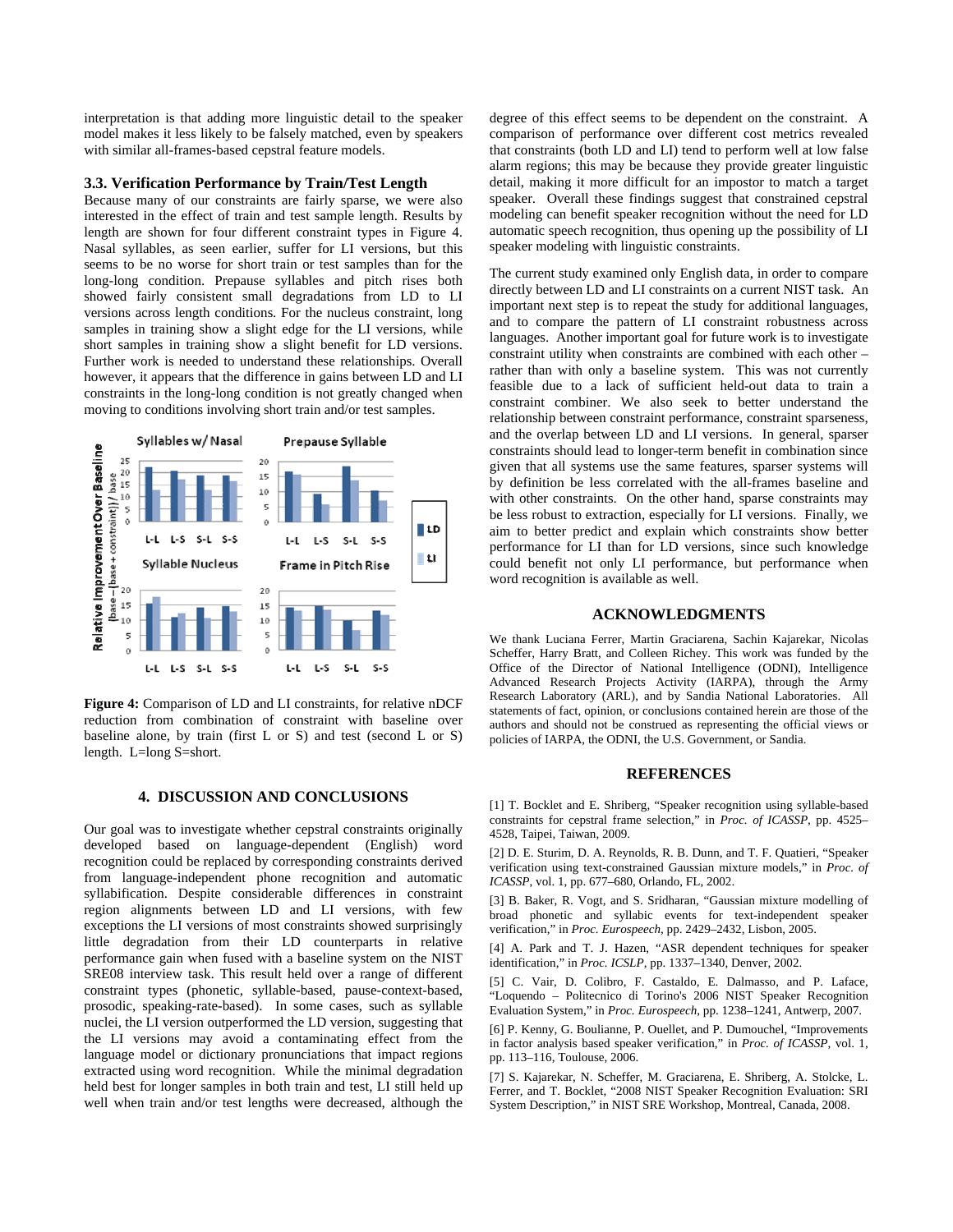interpretation is that adding more linguistic detail to the speaker model makes it less likely to be falsely matched, even by speakers with similar all-frames-based cepstral feature models.

### 3.3. Verification Performance by Train/Test Length

Because many of our constraints are fairly sparse, we were also interested in the effect of train and test sample length. Results by length are shown for four different constraint types in Figure 4. Nasal syllables, as seen earlier, suffer for LI versions, but this seems to be no worse for short train or test samples than for the long-long condition. Prepause syllables and pitch rises both showed fairly consistent small degradations from LD to LI versions across length conditions. For the nucleus constraint, long samples in training show a slight edge for the LI versions, while short samples in training show a slight benefit for LD versions. Further work is needed to understand these relationships. Overall however, it appears that the difference in gains between LD and LI constraints in the long-long condition is not greatly changed when moving to conditions involving short train and/or test samples.

Syllables w/ Nasal

Prepause Syllable

Syllable Nucleus

Frame in Pitch Rise

Relative Improvement Over Baseline

[base – [base + constraint]] / base

25 20 15 10 5 0

20 15 10 5 0

L-L L-S S-L S-S

LD

LI

**Figure 4:** Comparison of LD and LI constraints, for relative nDCF reduction from combination of constraint with baseline over baseline alone, by train (first L or S) and test (second L or S) length. L=long S=short.

## 4. DISCUSSION AND CONCLUSIONS

Our goal was to investigate whether cepstral constraints originally developed based on language-dependent (English) word recognition could be replaced by corresponding constraints derived from language-independent phone recognition and automatic syllabification. Despite considerable differences in constraint region alignments between LD and LI versions, with few exceptions the LI versions of most constraints showed surprisingly little degradation from their LD counterparts in relative performance gain when fused with a baseline system on the NIST SRE08 interview task. This result held over a range of different constraint types (phonetic, syllable-based, pause-context-based, prosodic, speaking-rate-based). In some cases, such as syllable nuclei, the LI version outperformed the LD version, suggesting that the LI versions may avoid a contaminating effect from the language model or dictionary pronunciations that impact regions extracted using word recognition. While the minimal degradation held best for longer samples in both train and test, LI still held up well when train and/or test lengths were decreased, although the degree of this effect seems to be dependent on the constraint. A comparison of performance over different cost metrics revealed that constraints (both LD and LI) tend to perform well at low false alarm regions; this may be because they provide greater linguistic detail, making it more difficult for an impostor to match a target speaker. Overall these findings suggest that constrained cepstral modeling can benefit speaker recognition without the need for LD automatic speech recognition, thus opening up the possibility of LI speaker modeling with linguistic constraints.

The current study examined only English data, in order to compare directly between LD and LI constraints on a current NIST task. An important next step is to repeat the study for additional languages, and to compare the pattern of LI constraint robustness across languages. Another important goal for future work is to investigate constraint utility when constraints are combined with each other – rather than with only a baseline system. This was not currently feasible due to a lack of sufficient held-out data to train a constraint combiner. We also seek to better understand the relationship between constraint performance, constraint sparseness, and the overlap between LD and LI versions. In general, sparser constraints should lead to longer-term benefit in combination since given that all systems use the same features, sparser systems will by definition be less correlated with the all-frames baseline and with other constraints. On the other hand, sparse constraints may be less robust to extraction, especially for LI versions. Finally, we aim to better predict and explain which constraints show better performance for LI than for LD versions, since such knowledge could benefit not only LI performance, but performance when word recognition is available as well.

## ACKNOWLEDGMENTS

We thank Luciana Ferrer, Martin Graciarena, Sachin Kajarekar, Nicolas Scheffer, Harry Bratt, and Colleen Richey. This work was funded by the Office of the Director of National Intelligence (ODNI), Intelligence Advanced Research Projects Activity (IARPA), through the Army Research Laboratory (ARL), and by Sandia National Laboratories. All statements of fact, opinion, or conclusions contained herein are those of the authors and should not be construed as representing the official views or policies of IARPA, the ODNI, the U.S. Government, or Sandia.

## REFERENCES

[1] T. Bocklet and E. Shriberg, "Speaker recognition using syllable-based constraints for cepstral frame selection," in *Proc. of ICASSP*, pp. 4525–4528, Taipei, Taiwan, 2009.

[2] D. E. Sturim, D. A. Reynolds, R. B. Dunn, and T. F. Quatieri, "Speaker verification using text-constrained Gaussian mixture models," in *Proc. of ICASSP*, vol. 1, pp. 677–680, Orlando, FL, 2002.

[3] B. Baker, R. Vogt, and S. Sridharan, "Gaussian mixture modelling of broad phonetic and syllabic events for text-independent speaker verification," in *Proc. Eurospeech*, pp. 2429–2432, Lisbon, 2005.

[4] A. Park and T. J. Hazen, "ASR dependent techniques for speaker identification," in *Proc. ICSLP*, pp. 1337–1340, Denver, 2002.

[5] C. Vair, D. Colibro, F. Castaldo, E. Dalmasso, and P. Laface, "Loquendo – Politecnico di Torino's 2006 NIST Speaker Recognition Evaluation System," in *Proc. Eurospeech*, pp. 1238–1241, Antwerp, 2007.

[6] P. Kenny, G. Boulianne, P. Ouellet, and P. Dumouchel, "Improvements in factor analysis based speaker verification," in *Proc. of ICASSP*, vol. 1, pp. 113–116, Toulouse, 2006.

[7] S. Kajarekar, N. Scheffer, M. Graciarena, E. Shriberg, A. Stolcke, L. Ferrer, and T. Bocklet, "2008 NIST Speaker Recognition Evaluation: SRI System Description," in NIST SRE Workshop, Montreal, Canada, 2008.